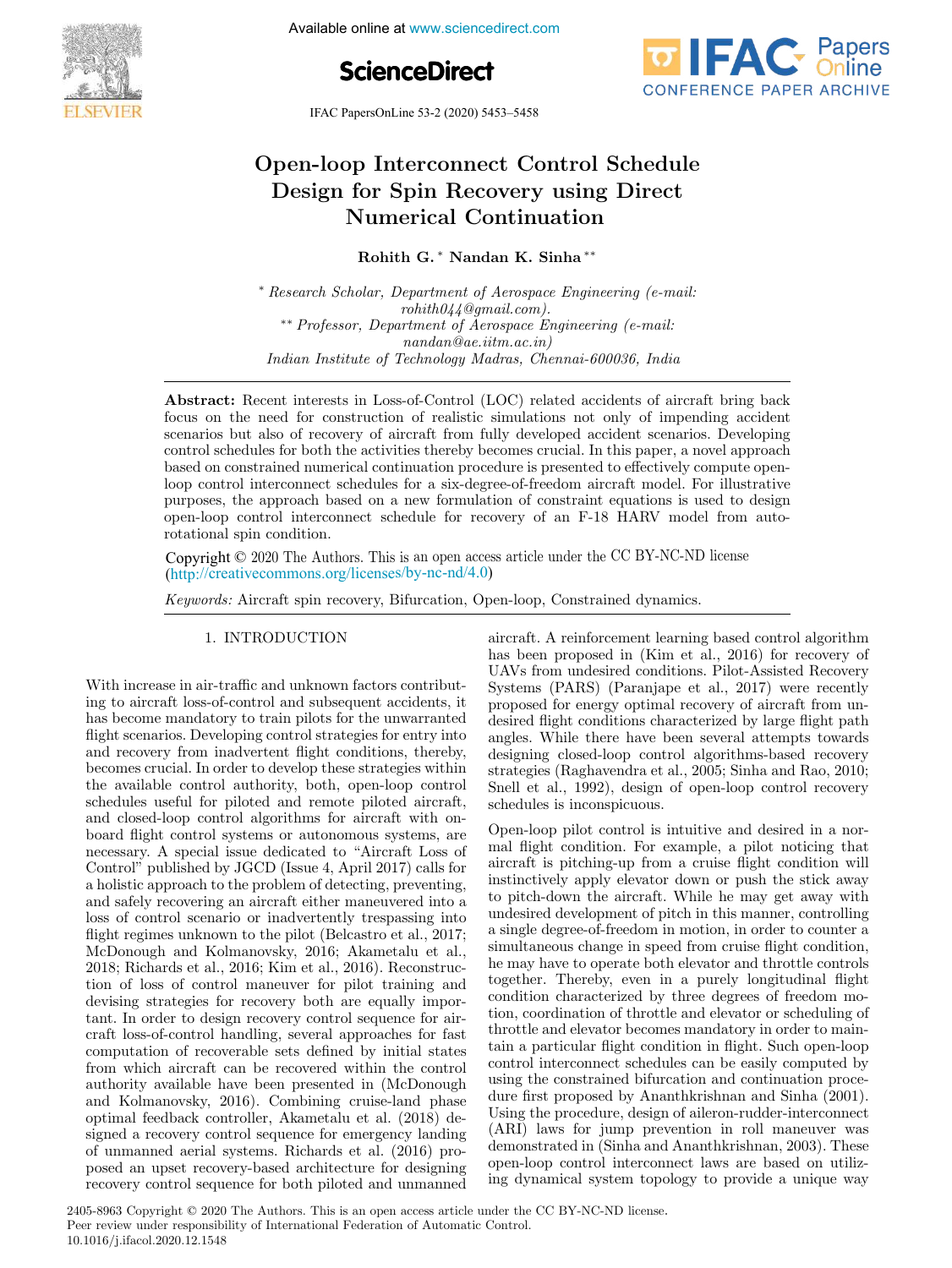# Open-loop Interconnect Control Schedule Design for Spin Recovery using Direct Numerical Continuation

**Rohith G.** [*] **Nandan K. Sinha** [**]

[*] *Research Scholar, Department of Aerospace Engineering (e-mail: rohith044@gmail.com).*
[**] *Professor, Department of Aerospace Engineering (e-mail: nandan@ae.iitm.ac.in)*
*Indian Institute of Technology Madras, Chennai-600036, India*

**Abstract:** Recent interests in Loss-of-Control (LOC) related accidents of aircraft bring back focus on the need for construction of realistic simulations not only of impending accident scenarios but also of recovery of aircraft from fully developed accident scenarios. Developing control schedules for both the activities thereby becomes crucial. In this paper, a novel approach based on constrained numerical continuation procedure is presented to effectively compute open-loop control interconnect schedules for a six-degree-of-freedom aircraft model. For illustrative purposes, the approach based on a new formulation of constraint equations is used to design open-loop control interconnect schedule for recovery of an F-18 HARV model from auto-rotational spin condition.

Copyright © 2020 The Authors. This is an open access article under the CC BY-NC-ND license (http://creativecommons.org/licenses/by-nc-nd/4.0)

*Keywords:* Aircraft spin recovery, Bifurcation, Open-loop, Constrained dynamics.

## 1. INTRODUCTION

With increase in air-traffic and unknown factors contributing to aircraft loss-of-control and subsequent accidents, it has become mandatory to train pilots for the unwarranted flight scenarios. Developing control strategies for entry into and recovery from inadvertent flight conditions, thereby, becomes crucial. In order to develop these strategies within the available control authority, both, open-loop control schedules useful for piloted and remote piloted aircraft, and closed-loop control algorithms for aircraft with on-board flight control systems or autonomous systems, are necessary. A special issue dedicated to "Aircraft Loss of Control" published by JGCD (Issue 4, April 2017) calls for a holistic approach to the problem of detecting, preventing, and safely recovering an aircraft either maneuvered into a loss of control scenario or inadvertently trespassing into flight regimes unknown to the pilot (Belcastro et al., 2017; McDonough and Kolmanovsky, 2016; Akametalu et al., 2018; Richards et al., 2016; Kim et al., 2016). Reconstruction of loss of control maneuver for pilot training and devising strategies for recovery both are equally important. In order to design recovery control sequence for aircraft loss-of-control handling, several approaches for fast computation of recoverable sets defined by initial states from which aircraft can be recovered within the control authority available have been presented in (McDonough and Kolmanovsky, 2016). Combining cruise-land phase optimal feedback controller, Akametalu et al. (2018) designed a recovery control sequence for emergency landing of unmanned aerial systems. Richards et al. (2016) proposed an upset recovery-based architecture for designing recovery control sequence for both piloted and unmanned aircraft. A reinforcement learning based control algorithm has been proposed in (Kim et al., 2016) for recovery of UAVs from undesired conditions. Pilot-Assisted Recovery Systems (PARS) (Paranjape et al., 2017) were recently proposed for energy optimal recovery of aircraft from undesired flight conditions characterized by large flight path angles. While there have been several attempts towards designing closed-loop control algorithms-based recovery strategies (Raghavendra et al., 2005; Sinha and Rao, 2010; Snell et al., 1992), design of open-loop control recovery schedules is inconspicuous.

Open-loop pilot control is intuitive and desired in a normal flight condition. For example, a pilot noticing that aircraft is pitching-up from a cruise flight condition will instinctively apply elevator down or push the stick away to pitch-down the aircraft. While he may get away with undesired development of pitch in this manner, controlling a single degree-of-freedom in motion, in order to counter a simultaneous change in speed from cruise flight condition, he may have to operate both elevator and throttle controls together. Thereby, even in a purely longitudinal flight condition characterized by three degrees of freedom motion, coordination of throttle and elevator or scheduling of throttle and elevator becomes mandatory in order to maintain a particular flight condition in flight. Such open-loop control interconnect schedules can be easily computed by using the constrained bifurcation and continuation procedure first proposed by Ananthkrishnan and Sinha (2001). Using the procedure, design of aileron-rudder-interconnect (ARI) laws for jump prevention in roll maneuver was demonstrated in (Sinha and Ananthkrishnan, 2003). These open-loop control interconnect laws are based on utilizing dynamical system topology to provide a unique way

2405-8963 Copyright © 2020 The Authors. This is an open access article under the CC BY-NC-ND license.
Peer review under responsibility of International Federation of Automatic Control.
10.1016/j.ifacol.2020.12.1548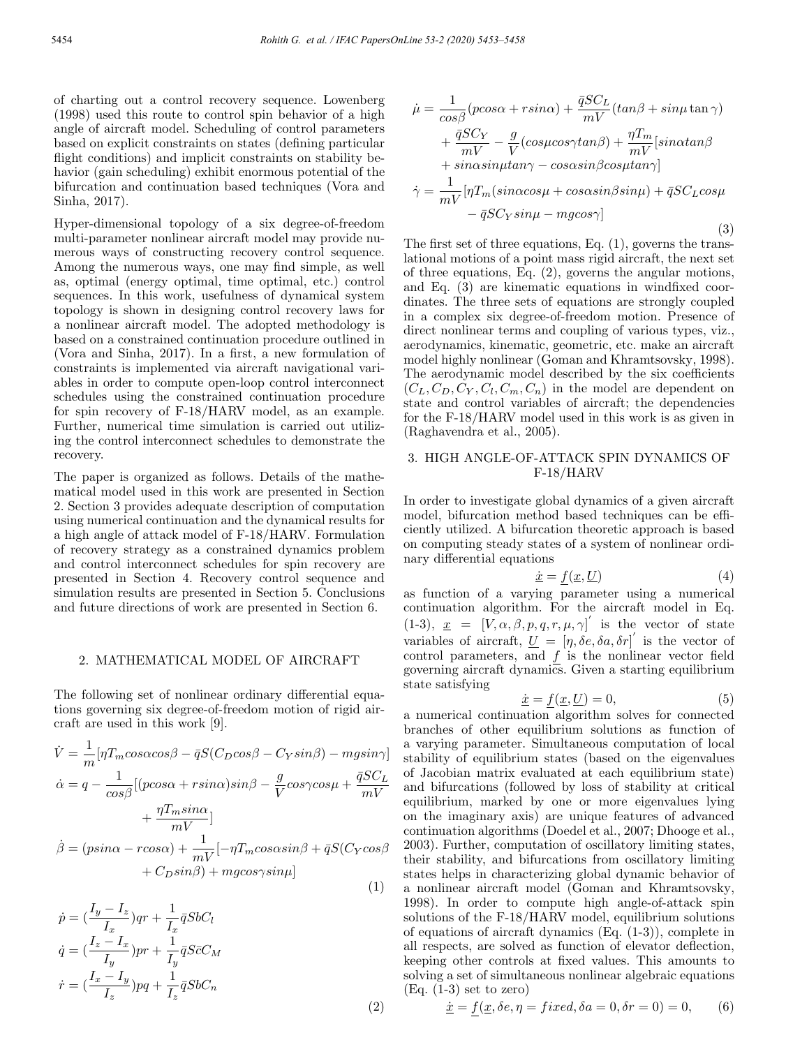of charting out a control recovery sequence. Lowenberg (1998) used this route to control spin behavior of a high angle of aircraft model. Scheduling of control parameters based on explicit constraints on states (defining particular flight conditions) and implicit constraints on stability behavior (gain scheduling) exhibit enormous potential of the bifurcation and continuation based techniques (Vora and Sinha, 2017).

Hyper-dimensional topology of a six degree-of-freedom multi-parameter nonlinear aircraft model may provide numerous ways of constructing recovery control sequence. Among the numerous ways, one may find simple, as well as, optimal (energy optimal, time optimal, etc.) control sequences. In this work, usefulness of dynamical system topology is shown in designing control recovery laws for a nonlinear aircraft model. The adopted methodology is based on a constrained continuation procedure outlined in (Vora and Sinha, 2017). In a first, a new formulation of constraints is implemented via aircraft navigational variables in order to compute open-loop control interconnect schedules using the constrained continuation procedure for spin recovery of F-18/HARV model, as an example. Further, numerical time simulation is carried out utilizing the control interconnect schedules to demonstrate the recovery.

The paper is organized as follows. Details of the mathematical model used in this work are presented in Section 2. Section 3 provides adequate description of computation using numerical continuation and the dynamical results for a high angle of attack model of F-18/HARV. Formulation of recovery strategy as a constrained dynamics problem and control interconnect schedules for spin recovery are presented in Section 4. Recovery control sequence and simulation results are presented in Section 5. Conclusions and future directions of work are presented in Section 6.

## 2. MATHEMATICAL MODEL OF AIRCRAFT

The following set of nonlinear ordinary differential equations governing six degree-of-freedom motion of rigid aircraft are used in this work [9].

$$
\begin{aligned}
\dot{V} &= \frac{1}{m}[\eta T_m cos\alpha cos\beta - \bar{q}S(C_D cos\beta - C_Y sin\beta) - mg sin\gamma] \\
\dot{\alpha} &= q - \frac{1}{cos\beta}[(p cos\alpha + r sin\alpha) sin\beta - \frac{g}{V} cos\gamma cos\mu + \frac{\bar{q}SC_L}{mV} \\
&\quad + \frac{\eta T_m sin\alpha}{mV}] \\
\dot{\beta} &= (p sin\alpha - r cos\alpha) + \frac{1}{mV}[-\eta T_m cos\alpha sin\beta + \bar{q}S(C_Y cos\beta \\
&\quad + C_D sin\beta) + mg cos\gamma sin\mu]
\end{aligned} \tag{1}
$$

$$
\begin{aligned}
\dot{p} &= (\frac{I_y - I_z}{I_x}) qr + \frac{1}{I_x}\bar{q}SbC_l \\
\dot{q} &= (\frac{I_z - I_x}{I_y}) pr + \frac{1}{I_y}\bar{q}S\bar{c}C_M \\
\dot{r} &= (\frac{I_x - I_y}{I_z}) pq + \frac{1}{I_z}\bar{q}SbC_n
\end{aligned} \tag{2}
$$

$$
\begin{aligned}
\dot{\mu} &= \frac{1}{cos\beta}(p cos\alpha + r sin\alpha) + \frac{\bar{q}SC_L}{mV}(tan\beta + sin\mu \tan\gamma) \\
&\quad + \frac{\bar{q}SC_Y}{mV} - \frac{g}{V}(cos\mu cos\gamma tan\beta) + \frac{\eta T_m}{mV}[sin\alpha tan\beta \\
&\quad + sin\alpha sin\mu tan\gamma - cos\alpha sin\beta cos\mu tan\gamma] \\
\dot{\gamma} &= \frac{1}{mV}[\eta T_m (sin\alpha cos\mu + cos\alpha sin\beta sin\mu) + \bar{q}SC_L cos\mu \\
&\quad - \bar{q}SC_Y sin\mu - mg cos\gamma]
\end{aligned} \tag{3}
$$

The first set of three equations, Eq. (1), governs the translational motions of a point mass rigid aircraft, the next set of three equations, Eq. (2), governs the angular motions, and Eq. (3) are kinematic equations in windfixed coordinates. The three sets of equations are strongly coupled in a complex six degree-of-freedom motion. Presence of direct nonlinear terms and coupling of various types, viz., aerodynamics, kinematic, geometric, etc. make an aircraft model highly nonlinear (Goman and Khramtsovsky, 1998). The aerodynamic model described by the six coefficients $(C_L, C_D, C_Y, C_l, C_m, C_n)$ in the model are dependent on state and control variables of aircraft; the dependencies for the F-18/HARV model used in this work is as given in (Raghavendra et al., 2005).

## 3. HIGH ANGLE-OF-ATTACK SPIN DYNAMICS OF F-18/HARV

In order to investigate global dynamics of a given aircraft model, bifurcation method based techniques can be efficiently utilized. A bifurcation theoretic approach is based on computing steady states of a system of nonlinear ordinary differential equations

$$\dot{\underline{x}} = \underline{f}(\underline{x}, \underline{U}) \tag{4}$$

as function of a varying parameter using a numerical continuation algorithm. For the aircraft model in Eq. (1-3), $\underline{x} = [V, \alpha, \beta, p, q, r, \mu, \gamma]'$ is the vector of state variables of aircraft, $\underline{U} = [\eta, \delta e, \delta a, \delta r]'$ is the vector of control parameters, and $\underline{f}$ is the nonlinear vector field governing aircraft dynamics. Given a starting equilibrium state satisfying

$$\dot{\underline{x}} = \underline{f}(\underline{x}, \underline{U}) = 0, \tag{5}$$

a numerical continuation algorithm solves for connected branches of other equilibrium solutions as function of a varying parameter. Simultaneous computation of local stability of equilibrium states (based on the eigenvalues of Jacobian matrix evaluated at each equilibrium state) and bifurcations (followed by loss of stability at critical equilibrium, marked by one or more eigenvalues lying on the imaginary axis) are unique features of advanced continuation algorithms (Doedel et al., 2007; Dhooge et al., 2003). Further, computation of oscillatory limiting states, their stability, and bifurcations from oscillatory limiting states helps in characterizing global dynamic behavior of a nonlinear aircraft model (Goman and Khramtsovsky, 1998). In order to compute high angle-of-attack spin solutions of the F-18/HARV model, equilibrium solutions of equations of aircraft dynamics (Eq. (1-3)), complete in all respects, are solved as function of elevator deflection, keeping other controls at fixed values. This amounts to solving a set of simultaneous nonlinear algebraic equations (Eq. (1-3) set to zero)

$$\dot{\underline{x}} = \underline{f}(\underline{x}, \delta e, \eta = fixed, \delta a = 0, \delta r = 0) = 0, \tag{6}$$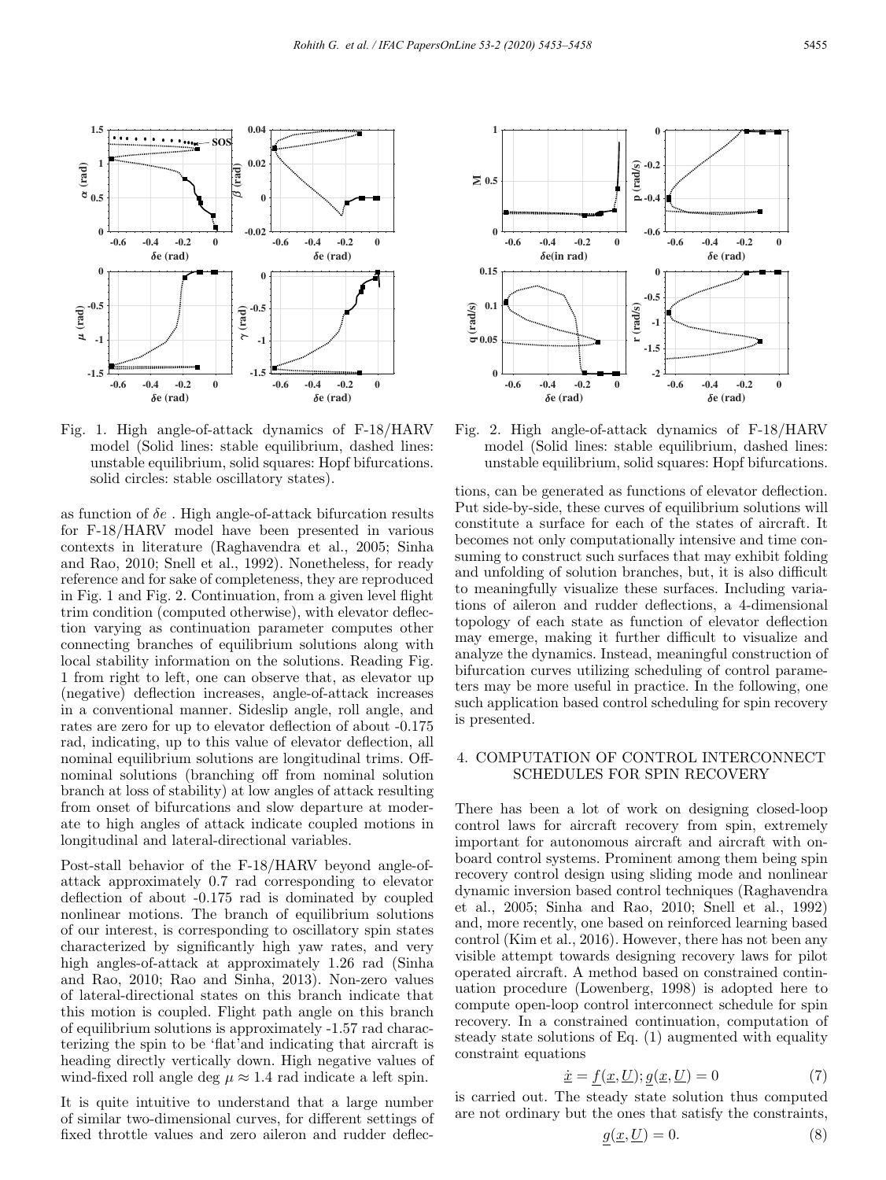Fig. 1. High angle-of-attack dynamics of F-18/HARV model (Solid lines: stable equilibrium, dashed lines: unstable equilibrium, solid squares: Hopf bifurcations. solid circles: stable oscillatory states).

Fig. 2. High angle-of-attack dynamics of F-18/HARV model (Solid lines: stable equilibrium, dashed lines: unstable equilibrium, solid squares: Hopf bifurcations.

as function of $\delta e$ . High angle-of-attack bifurcation results for F-18/HARV model have been presented in various contexts in literature (Raghavendra et al., 2005; Sinha and Rao, 2010; Snell et al., 1992). Nonetheless, for ready reference and for sake of completeness, they are reproduced in Fig. 1 and Fig. 2. Continuation, from a given level flight trim condition (computed otherwise), with elevator deflection varying as continuation parameter computes other connecting branches of equilibrium solutions along with local stability information on the solutions. Reading Fig. 1 from right to left, one can observe that, as elevator up (negative) deflection increases, angle-of-attack increases in a conventional manner. Sideslip angle, roll angle, and rates are zero for up to elevator deflection of about -0.175 rad, indicating, up to this value of elevator deflection, all nominal equilibrium solutions are longitudinal trims. Off-nominal solutions (branching off from nominal solution branch at loss of stability) at low angles of attack resulting from onset of bifurcations and slow departure at moderate to high angles of attack indicate coupled motions in longitudinal and lateral-directional variables.

Post-stall behavior of the F-18/HARV beyond angle-of-attack approximately 0.7 rad corresponding to elevator deflection of about -0.175 rad is dominated by coupled nonlinear motions. The branch of equilibrium solutions of our interest, is corresponding to oscillatory spin states characterized by significantly high yaw rates, and very high angles-of-attack at approximately 1.26 rad (Sinha and Rao, 2010; Rao and Sinha, 2013). Non-zero values of lateral-directional states on this branch indicate that this motion is coupled. Flight path angle on this branch of equilibrium solutions is approximately -1.57 rad characterizing the spin to be 'flat'and indicating that aircraft is heading directly vertically down. High negative values of wind-fixed roll angle deg $\mu \approx 1.4$ rad indicate a left spin.

It is quite intuitive to understand that a large number of similar two-dimensional curves, for different settings of fixed throttle values and zero aileron and rudder deflections, can be generated as functions of elevator deflection. Put side-by-side, these curves of equilibrium solutions will constitute a surface for each of the states of aircraft. It becomes not only computationally intensive and time consuming to construct such surfaces that may exhibit folding and unfolding of solution branches, but, it is also difficult to meaningfully visualize these surfaces. Including variations of aileron and rudder deflections, a 4-dimensional topology of each state as function of elevator deflection may emerge, making it further difficult to visualize and analyze the dynamics. Instead, meaningful construction of bifurcation curves utilizing scheduling of control parameters may be more useful in practice. In the following, one such application based control scheduling for spin recovery is presented.

## 4. COMPUTATION OF CONTROL INTERCONNECT SCHEDULES FOR SPIN RECOVERY

There has been a lot of work on designing closed-loop control laws for aircraft recovery from spin, extremely important for autonomous aircraft and aircraft with on-board control systems. Prominent among them being spin recovery control design using sliding mode and nonlinear dynamic inversion based control techniques (Raghavendra et al., 2005; Sinha and Rao, 2010; Snell et al., 1992) and, more recently, one based on reinforced learning based control (Kim et al., 2016). However, there has not been any visible attempt towards designing recovery laws for pilot operated aircraft. A method based on constrained continuation procedure (Lowenberg, 1998) is adopted here to compute open-loop control interconnect schedule for spin recovery. In a constrained continuation, computation of steady state solutions of Eq. (1) augmented with equality constraint equations

$$\underline{\dot{x}} = \underline{f}(\underline{x}, \underline{U}); \underline{g}(\underline{x}, \underline{U}) = 0 \tag{7}$$

is carried out. The steady state solution thus computed are not ordinary but the ones that satisfy the constraints,

$$\underline{g}(\underline{x}, \underline{U}) = 0. \tag{8}$$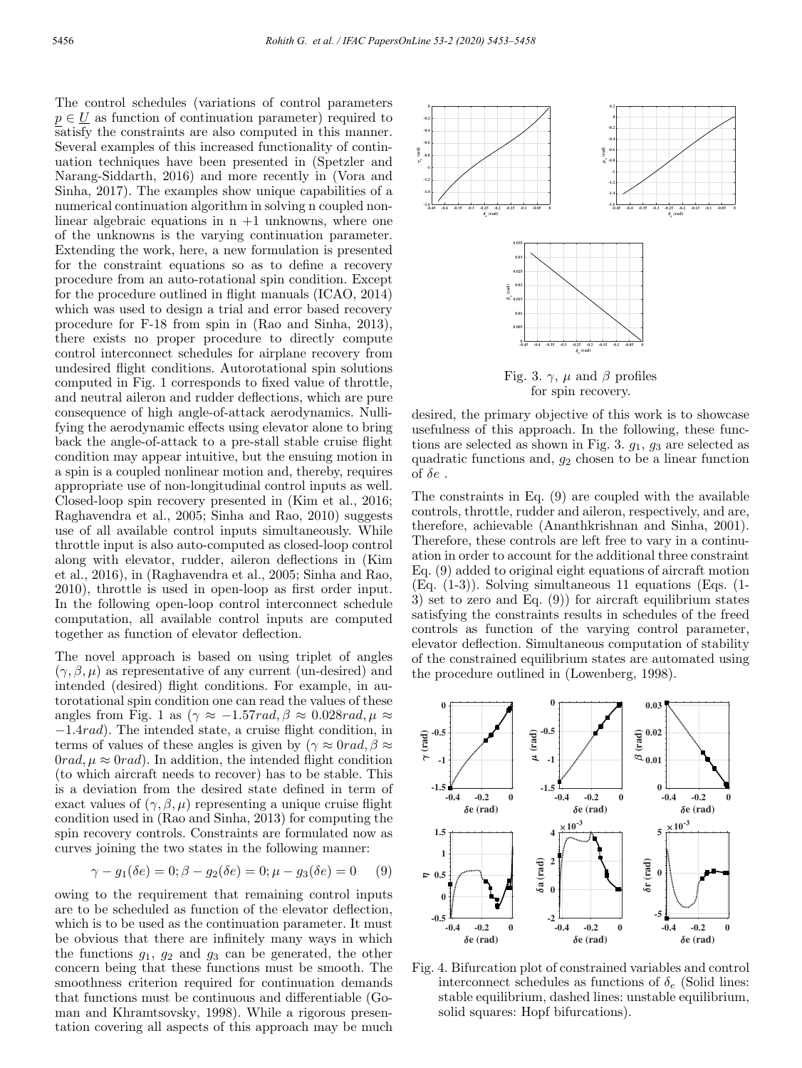The control schedules (variations of control parameters $p \in \underline{U}$ as function of continuation parameter) required to satisfy the constraints are also computed in this manner. Several examples of this increased functionality of continuation techniques have been presented in (Spetzler and Narang-Siddarth, 2016) and more recently in (Vora and Sinha, 2017). The examples show unique capabilities of a numerical continuation algorithm in solving n coupled nonlinear algebraic equations in n +1 unknowns, where one of the unknowns is the varying continuation parameter. Extending the work, here, a new formulation is presented for the constraint equations so as to define a recovery procedure from an auto-rotational spin condition. Except for the procedure outlined in flight manuals (ICAO, 2014) which was used to design a trial and error based recovery procedure for F-18 from spin in (Rao and Sinha, 2013), there exists no proper procedure to directly compute control interconnect schedules for airplane recovery from undesired flight conditions. Autorotational spin solutions computed in Fig. 1 corresponds to fixed value of throttle, and neutral aileron and rudder deflections, which are pure consequence of high angle-of-attack aerodynamics. Nullifying the aerodynamic effects using elevator alone to bring back the angle-of-attack to a pre-stall stable cruise flight condition may appear intuitive, but the ensuing motion in a spin is a coupled nonlinear motion and, thereby, requires appropriate use of non-longitudinal control inputs as well. Closed-loop spin recovery presented in (Kim et al., 2016; Raghavendra et al., 2005; Sinha and Rao, 2010) suggests use of all available control inputs simultaneously. While throttle input is also auto-computed as closed-loop control along with elevator, rudder, aileron deflections in (Kim et al., 2016), in (Raghavendra et al., 2005; Sinha and Rao, 2010), throttle is used in open-loop as first order input. In the following open-loop control interconnect schedule computation, all available control inputs are computed together as function of elevator deflection.

The novel approach is based on using triplet of angles $(\gamma, \beta, \mu)$ as representative of any current (un-desired) and intended (desired) flight conditions. For example, in autorotational spin condition one can read the values of these angles from Fig. 1 as ($\gamma \approx -1.57rad, \beta \approx 0.028rad, \mu \approx -1.4rad$). The intended state, a cruise flight condition, in terms of values of these angles is given by ($\gamma \approx 0rad, \beta \approx 0rad, \mu \approx 0rad$). In addition, the intended flight condition (to which aircraft needs to recover) has to be stable. This is a deviation from the desired state defined in term of exact values of $(\gamma, \beta, \mu)$ representing a unique cruise flight condition used in (Rao and Sinha, 2013) for computing the spin recovery controls. Constraints are formulated now as curves joining the two states in the following manner:

$$\gamma - g_1(\delta e) = 0; \beta - g_2(\delta e) = 0; \mu - g_3(\delta e) = 0 \quad (9)$$

owing to the requirement that remaining control inputs are to be scheduled as function of the elevator deflection, which is to be used as the continuation parameter. It must be obvious that there are infinitely more ways in which the functions $g_1$, $g_2$ and $g_3$ can be generated, the other concern being that these functions must be smooth. The smoothness criterion required for continuation demands that functions must be continuous and differentiable (Goman and Khramtsovsky, 1998). While a rigorous presentation covering all aspects of this approach may be much desired, the primary objective of this work is to showcase usefulness of this approach. In the following, these functions are selected as shown in Fig. 3. $g_1$, $g_3$ are selected as quadratic functions and, $g_2$ chosen to be a linear function of $\delta e$ .

Fig. 3. $\gamma$, $\mu$ and $\beta$ profiles for spin recovery.

The constraints in Eq. (9) are coupled with the available controls, throttle, rudder and aileron, respectively, and are, therefore, achievable (Ananthkrishnan and Sinha, 2001). Therefore, these controls are left free to vary in a continuation in order to account for the additional three constraint Eq. (9) added to original eight equations of aircraft motion (Eq. (1-3)). Solving simultaneous 11 equations (Eqs. (1-3) set to zero and Eq. (9)) for aircraft equilibrium states satisfying the constraints results in schedules of the freed controls as function of the varying control parameter, elevator deflection. Simultaneous computation of stability of the constrained equilibrium states are automated using the procedure outlined in (Lowenberg, 1998).

Fig. 4. Bifurcation plot of constrained variables and control interconnect schedules as functions of $\delta_e$ (Solid lines: stable equilibrium, dashed lines: unstable equilibrium, solid squares: Hopf bifurcations).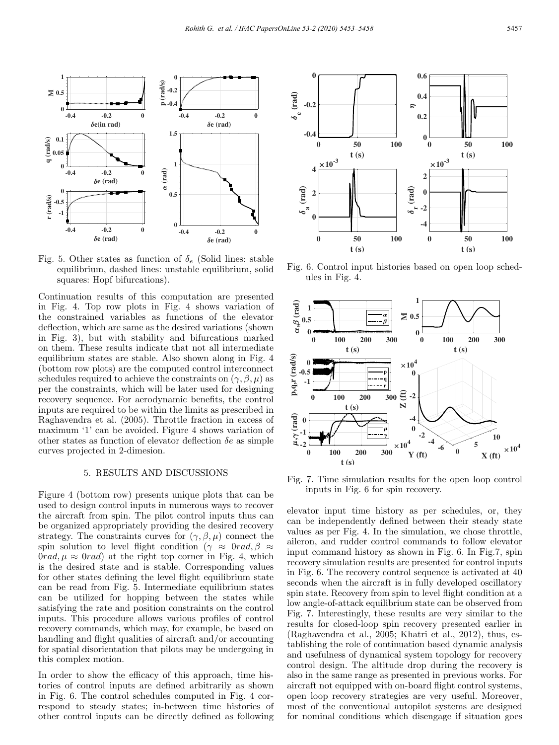Fig. 5. Other states as function of $\delta_e$ (Solid lines: stable equilibrium, dashed lines: unstable equilibrium, solid squares: Hopf bifurcations).

Continuation results of this computation are presented in Fig. 4. Top row plots in Fig. 4 shows variation of the constrained variables as functions of the elevator deflection, which are same as the desired variations (shown in Fig. 3), but with stability and bifurcations marked on them. These results indicate that not all intermediate equilibrium states are stable. Also shown along in Fig. 4 (bottom row plots) are the computed control interconnect schedules required to achieve the constraints on $(\gamma, \beta, \mu)$ as per the constraints, which will be later used for designing recovery sequence. For aerodynamic benefits, the control inputs are required to be within the limits as prescribed in Raghavendra et al. (2005). Throttle fraction in excess of maximum '1' can be avoided. Figure 4 shows variation of other states as function of elevator deflection $\delta e$ as simple curves projected in 2-dimesion.

## 5. RESULTS AND DISCUSSIONS

Figure 4 (bottom row) presents unique plots that can be used to design control inputs in numerous ways to recover the aircraft from spin. The pilot control inputs thus can be organized appropriately providing the desired recovery strategy. The constraints curves for $(\gamma, \beta, \mu)$ connect the spin solution to level flight condition ($\gamma \approx 0rad, \beta \approx 0rad, \mu \approx 0rad$) at the right top corner in Fig. 4, which is the desired state and is stable. Corresponding values for other states defining the level flight equilibrium state can be read from Fig. 5. Intermediate equilibrium states can be utilized for hopping between the states while satisfying the rate and position constraints on the control inputs. This procedure allows various profiles of control recovery commands, which may, for example, be based on handling and flight qualities of aircraft and/or accounting for spatial disorientation that pilots may be undergoing in this complex motion.

In order to show the efficacy of this approach, time histories of control inputs are defined arbitrarily as shown in Fig. 6. The control schedules computed in Fig. 4 correspond to steady states; in-between time histories of other control inputs can be directly defined as following elevator input time history as per schedules, or, they can be independently defined between their steady state values as per Fig. 4. In the simulation, we chose throttle, aileron, and rudder control commands to follow elevator input command history as shown in Fig. 6. In Fig.7, spin recovery simulation results are presented for control inputs in Fig. 6. The recovery control sequence is activated at 40 seconds when the aircraft is in fully developed oscillatory spin state. Recovery from spin to level flight condition at a low angle-of-attack equilibrium state can be observed from Fig. 7. Interestingly, these results are very similar to the results for closed-loop spin recovery presented earlier in (Raghavendra et al., 2005; Khatri et al., 2012), thus, establishing the role of continuation based dynamic analysis and usefulness of dynamical system topology for recovery control design. The altitude drop during the recovery is also in the same range as presented in previous works. For aircraft not equipped with on-board flight control systems, open loop recovery strategies are very useful. Moreover, most of the conventional autopilot systems are designed for nominal conditions which disengage if situation goes

Fig. 6. Control input histories based on open loop schedules in Fig. 4.

Fig. 7. Time simulation results for the open loop control inputs in Fig. 6 for spin recovery.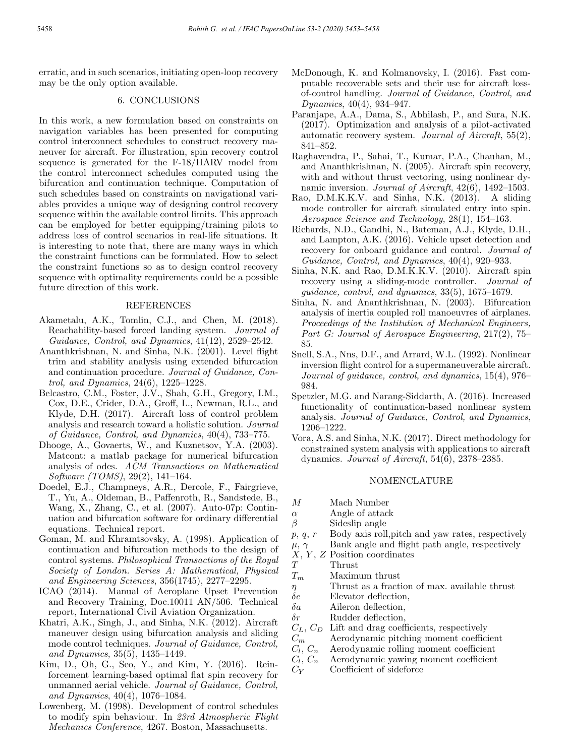erratic, and in such scenarios, initiating open-loop recovery may be the only option available.

## 6. CONCLUSIONS

In this work, a new formulation based on constraints on navigation variables has been presented for computing control interconnect schedules to construct recovery maneuver for aircraft. For illustration, spin recovery control sequence is generated for the F-18/HARV model from the control interconnect schedules computed using the bifurcation and continuation technique. Computation of such schedules based on constraints on navigational variables provides a unique way of designing control recovery sequence within the available control limits. This approach can be employed for better equipping/training pilots to address loss of control scenarios in real-life situations. It is interesting to note that, there are many ways in which the constraint functions can be formulated. How to select the constraint functions so as to design control recovery sequence with optimality requirements could be a possible future direction of this work.

## REFERENCES

- Akametalu, A.K., Tomlin, C.J., and Chen, M. (2018). Reachability-based forced landing system. *Journal of Guidance, Control, and Dynamics*, 41(12), 2529–2542.
- Ananthkrishnan, N. and Sinha, N.K. (2001). Level flight trim and stability analysis using extended bifurcation and continuation procedure. *Journal of Guidance, Control, and Dynamics*, 24(6), 1225–1228.
- Belcastro, C.M., Foster, J.V., Shah, G.H., Gregory, I.M., Cox, D.E., Crider, D.A., Groff, L., Newman, R.L., and Klyde, D.H. (2017). Aircraft loss of control problem analysis and research toward a holistic solution. *Journal of Guidance, Control, and Dynamics*, 40(4), 733–775.
- Dhooge, A., Govaerts, W., and Kuznetsov, Y.A. (2003). Matcont: a matlab package for numerical bifurcation analysis of odes. *ACM Transactions on Mathematical Software (TOMS)*, 29(2), 141–164.
- Doedel, E.J., Champneys, A.R., Dercole, F., Fairgrieve, T., Yu, A., Oldeman, B., Paffenroth, R., Sandstede, B., Wang, X., Zhang, C., et al. (2007). Auto-07p: Continuation and bifurcation software for ordinary differential equations. Technical report.
- Goman, M. and Khramtsovsky, A. (1998). Application of continuation and bifurcation methods to the design of control systems. *Philosophical Transactions of the Royal Society of London. Series A: Mathematical, Physical and Engineering Sciences*, 356(1745), 2277–2295.
- ICAO (2014). Manual of Aeroplane Upset Prevention and Recovery Training, Doc.10011 AN/506. Technical report, International Civil Aviation Organization.
- Khatri, A.K., Singh, J., and Sinha, N.K. (2012). Aircraft maneuver design using bifurcation analysis and sliding mode control techniques. *Journal of Guidance, Control, and Dynamics*, 35(5), 1435–1449.
- Kim, D., Oh, G., Seo, Y., and Kim, Y. (2016). Reinforcement learning-based optimal flat spin recovery for unmanned aerial vehicle. *Journal of Guidance, Control, and Dynamics*, 40(4), 1076–1084.
- Lowenberg, M. (1998). Development of control schedules to modify spin behaviour. In *23rd Atmospheric Flight Mechanics Conference*, 4267. Boston, Massachusetts.
- McDonough, K. and Kolmanovsky, I. (2016). Fast computable recoverable sets and their use for aircraft loss-of-control handling. *Journal of Guidance, Control, and Dynamics*, 40(4), 934–947.
- Paranjape, A.A., Dama, S., Abhilash, P., and Sura, N.K. (2017). Optimization and analysis of a pilot-activated automatic recovery system. *Journal of Aircraft*, 55(2), 841–852.
- Raghavendra, P., Sahai, T., Kumar, P.A., Chauhan, M., and Ananthkrishnan, N. (2005). Aircraft spin recovery, with and without thrust vectoring, using nonlinear dynamic inversion. *Journal of Aircraft*, 42(6), 1492–1503.
- Rao, D.M.K.K.V. and Sinha, N.K. (2013). A sliding mode controller for aircraft simulated entry into spin. *Aerospace Science and Technology*, 28(1), 154–163.
- Richards, N.D., Gandhi, N., Bateman, A.J., Klyde, D.H., and Lampton, A.K. (2016). Vehicle upset detection and recovery for onboard guidance and control. *Journal of Guidance, Control, and Dynamics*, 40(4), 920–933.
- Sinha, N.K. and Rao, D.M.K.K.V. (2010). Aircraft spin recovery using a sliding-mode controller. *Journal of guidance, control, and dynamics*, 33(5), 1675–1679.
- Sinha, N. and Ananthkrishnan, N. (2003). Bifurcation analysis of inertia coupled roll manoeuvres of airplanes. *Proceedings of the Institution of Mechanical Engineers, Part G: Journal of Aerospace Engineering*, 217(2), 75–85.
- Snell, S.A., Nns, D.F., and Arrard, W.L. (1992). Nonlinear inversion flight control for a supermaneuverable aircraft. *Journal of guidance, control, and dynamics*, 15(4), 976–984.
- Spetzler, M.G. and Narang-Siddarth, A. (2016). Increased functionality of continuation-based nonlinear system analysis. *Journal of Guidance, Control, and Dynamics*, 1206–1222.
- Vora, A.S. and Sinha, N.K. (2017). Direct methodology for constrained system analysis with applications to aircraft dynamics. *Journal of Aircraft*, 54(6), 2378–2385.

## NOMENCLATURE

| | |
|---|---|
| $M$ | Mach Number |
| $\alpha$ | Angle of attack |
| $\beta$ | Sideslip angle |
| $p$, $q$, $r$ | Body axis roll,pitch and yaw rates, respectively |
| $\mu$, $\gamma$ | Bank angle and flight path angle, respectively |
| $X$, $Y$, $Z$ | Position coordinates |
| $T$ | Thrust |
| $T_m$ | Maximum thrust |
| $\eta$ | Thrust as a fraction of max. available thrust |
| $\delta e$ | Elevator deflection, |
| $\delta a$ | Aileron deflection, |
| $\delta r$ | Rudder deflection, |
| $C_L$, $C_D$ | Lift and drag coefficients, respectively |
| $C_m$ | Aerodynamic pitching moment coefficient |
| $C_l$, $C_n$ | Aerodynamic rolling moment coefficient |
| $C_l$, $C_n$ | Aerodynamic yawing moment coefficient |
| $C_Y$ | Coefficient of sideforce |